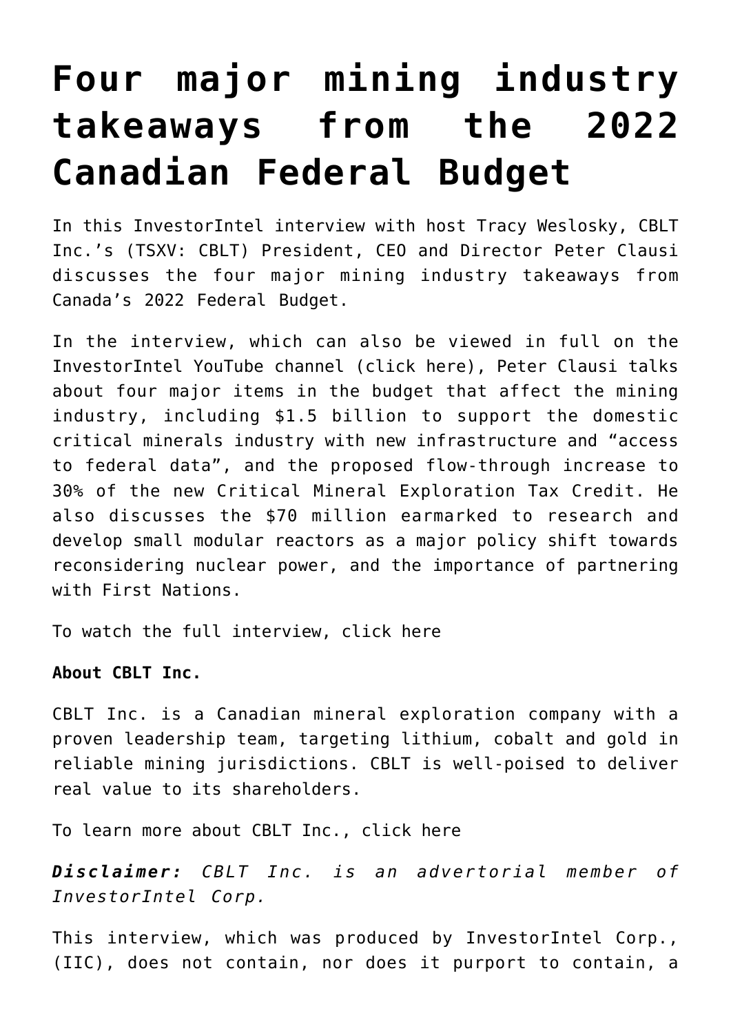# Four major mining industry takeaways from the 2022 Canadian Federal Budget

In this InvestorIntel interview with host Tracy Weslosky, CBLT Inc.'s (TSXV: CBLT) President, CEO and Director Peter Clausi discusses the four major mining industry takeaways from Canada's 2022 Federal Budget.

In the interview, which can also be viewed in full on the InvestorIntel YouTube channel (click here), Peter Clausi talks about four major items in the budget that affect the mining industry, including $1.5 billion to support the domestic critical minerals industry with new infrastructure and "access to federal data", and the proposed flow-through increase to 30% of the new Critical Mineral Exploration Tax Credit. He also discusses the $70 million earmarked to research and develop small modular reactors as a major policy shift towards reconsidering nuclear power, and the importance of partnering with First Nations.

To watch the full interview, click here

**About CBLT Inc.**

CBLT Inc. is a Canadian mineral exploration company with a proven leadership team, targeting lithium, cobalt and gold in reliable mining jurisdictions. CBLT is well-poised to deliver real value to its shareholders.

To learn more about CBLT Inc., click here

***Disclaimer:*** *CBLT Inc. is an advertorial member of InvestorIntel Corp.*

This interview, which was produced by InvestorIntel Corp., (IIC), does not contain, nor does it purport to contain, a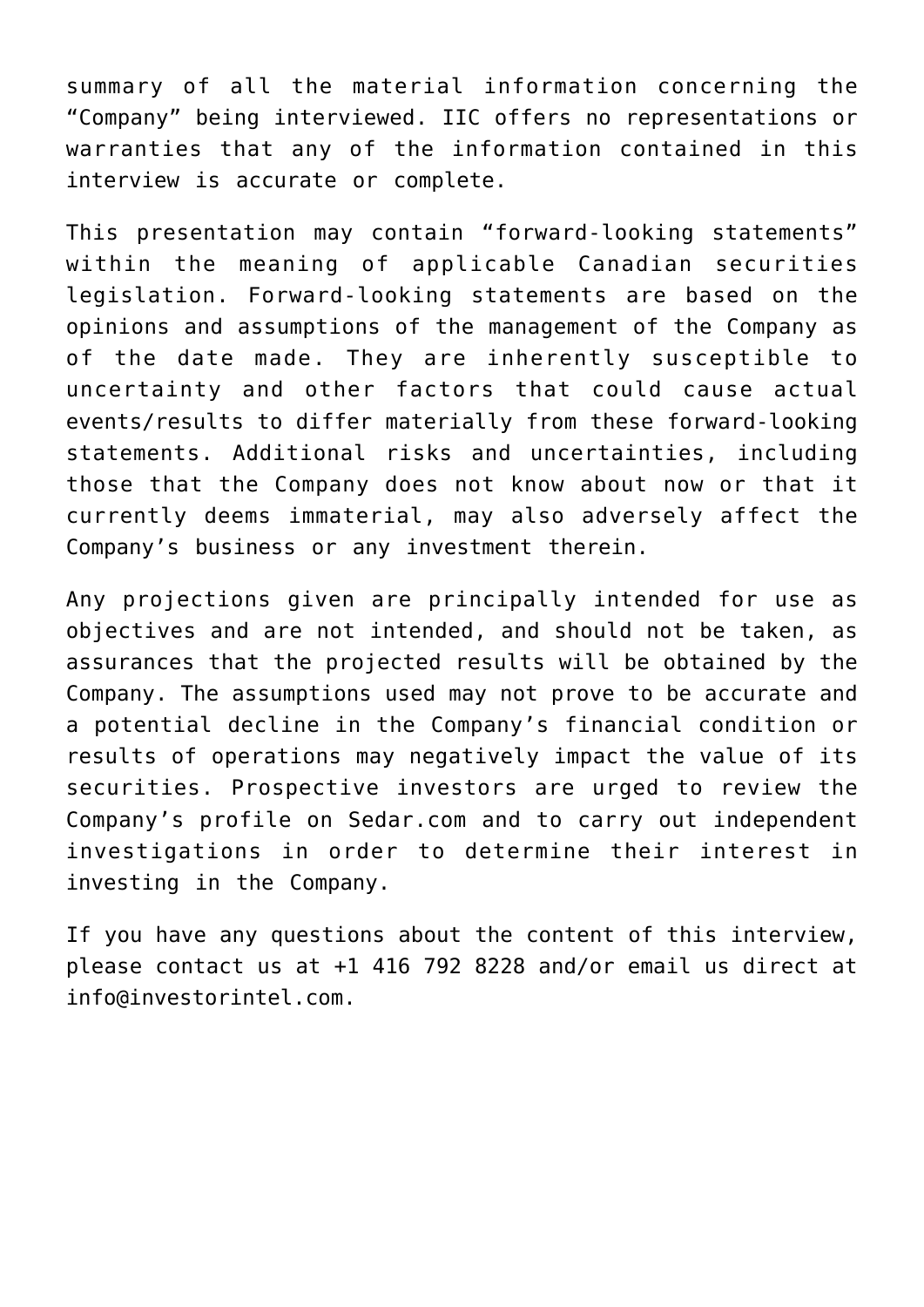summary of all the material information concerning the "Company" being interviewed. IIC offers no representations or warranties that any of the information contained in this interview is accurate or complete.

This presentation may contain "forward-looking statements" within the meaning of applicable Canadian securities legislation. Forward-looking statements are based on the opinions and assumptions of the management of the Company as of the date made. They are inherently susceptible to uncertainty and other factors that could cause actual events/results to differ materially from these forward-looking statements. Additional risks and uncertainties, including those that the Company does not know about now or that it currently deems immaterial, may also adversely affect the Company's business or any investment therein.

Any projections given are principally intended for use as objectives and are not intended, and should not be taken, as assurances that the projected results will be obtained by the Company. The assumptions used may not prove to be accurate and a potential decline in the Company's financial condition or results of operations may negatively impact the value of its securities. Prospective investors are urged to review the Company's profile on Sedar.com and to carry out independent investigations in order to determine their interest in investing in the Company.

If you have any questions about the content of this interview, please contact us at +1 416 792 8228 and/or email us direct at info@investorintel.com.